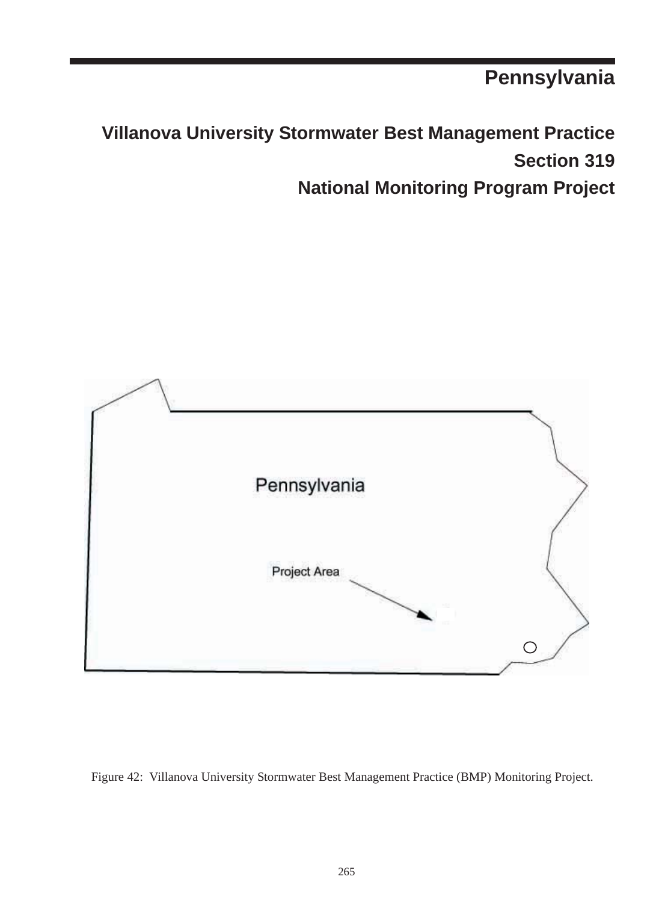# Pennsylvania

## Villanova University Stormwater Best Management Practice
## Section 319
## National Monitoring Program Project

Figure 42: Villanova University Stormwater Best Management Practice (BMP) Monitoring Project.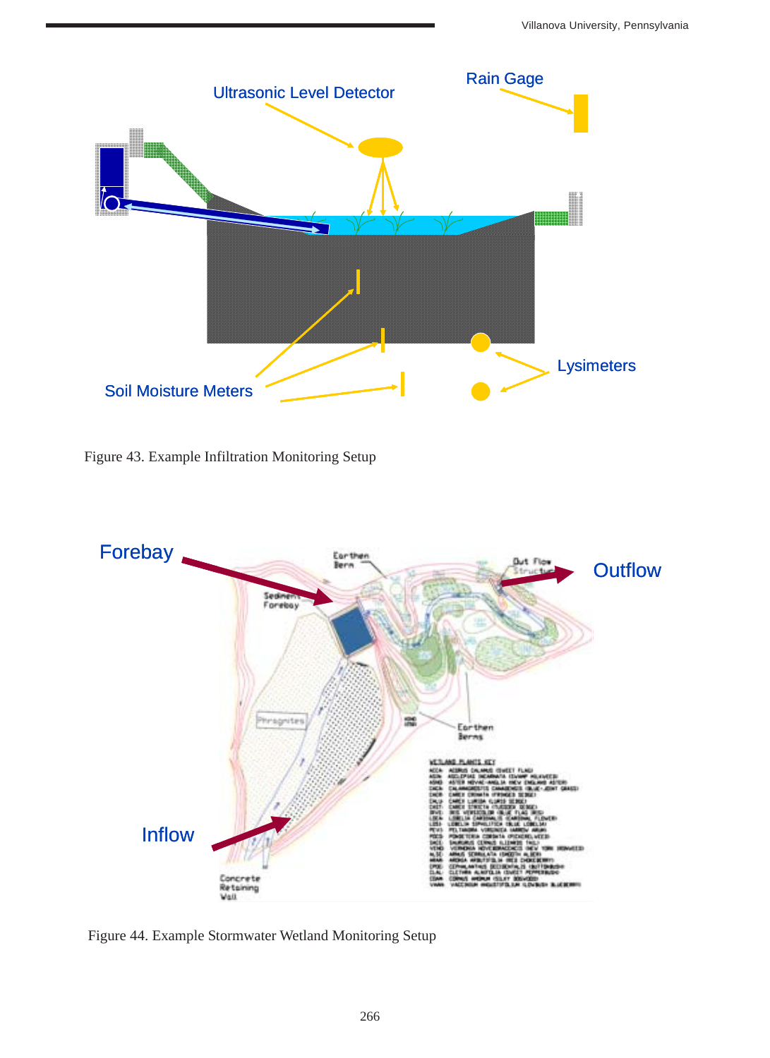Figure 43. Example Infiltration Monitoring Setup

Figure 44. Example Stormwater Wetland Monitoring Setup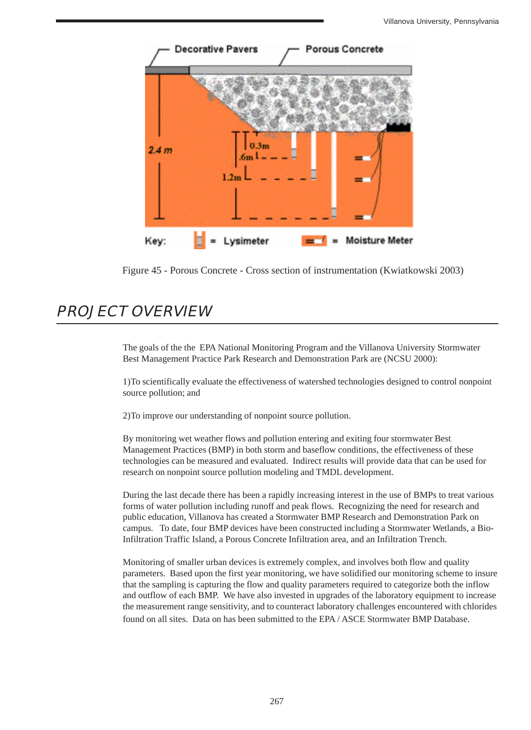Figure 45 - Porous Concrete - Cross section of instrumentation (Kwiatkowski 2003)

# PROJECT OVERVIEW

The goals of the the EPA National Monitoring Program and the Villanova University Stormwater Best Management Practice Park Research and Demonstration Park are (NCSU 2000):

1)To scientifically evaluate the effectiveness of watershed technologies designed to control nonpoint source pollution; and

2)To improve our understanding of nonpoint source pollution.

By monitoring wet weather flows and pollution entering and exiting four stormwater Best Management Practices (BMP) in both storm and baseflow conditions, the effectiveness of these technologies can be measured and evaluated. Indirect results will provide data that can be used for research on nonpoint source pollution modeling and TMDL development.

During the last decade there has been a rapidly increasing interest in the use of BMPs to treat various forms of water pollution including runoff and peak flows. Recognizing the need for research and public education, Villanova has created a Stormwater BMP Research and Demonstration Park on campus. To date, four BMP devices have been constructed including a Stormwater Wetlands, a Bio-Infiltration Traffic Island, a Porous Concrete Infiltration area, and an Infiltration Trench.

Monitoring of smaller urban devices is extremely complex, and involves both flow and quality parameters. Based upon the first year monitoring, we have solidified our monitoring scheme to insure that the sampling is capturing the flow and quality parameters required to categorize both the inflow and outflow of each BMP. We have also invested in upgrades of the laboratory equipment to increase the measurement range sensitivity, and to counteract laboratory challenges encountered with chlorides found on all sites. Data on has been submitted to the EPA / ASCE Stormwater BMP Database.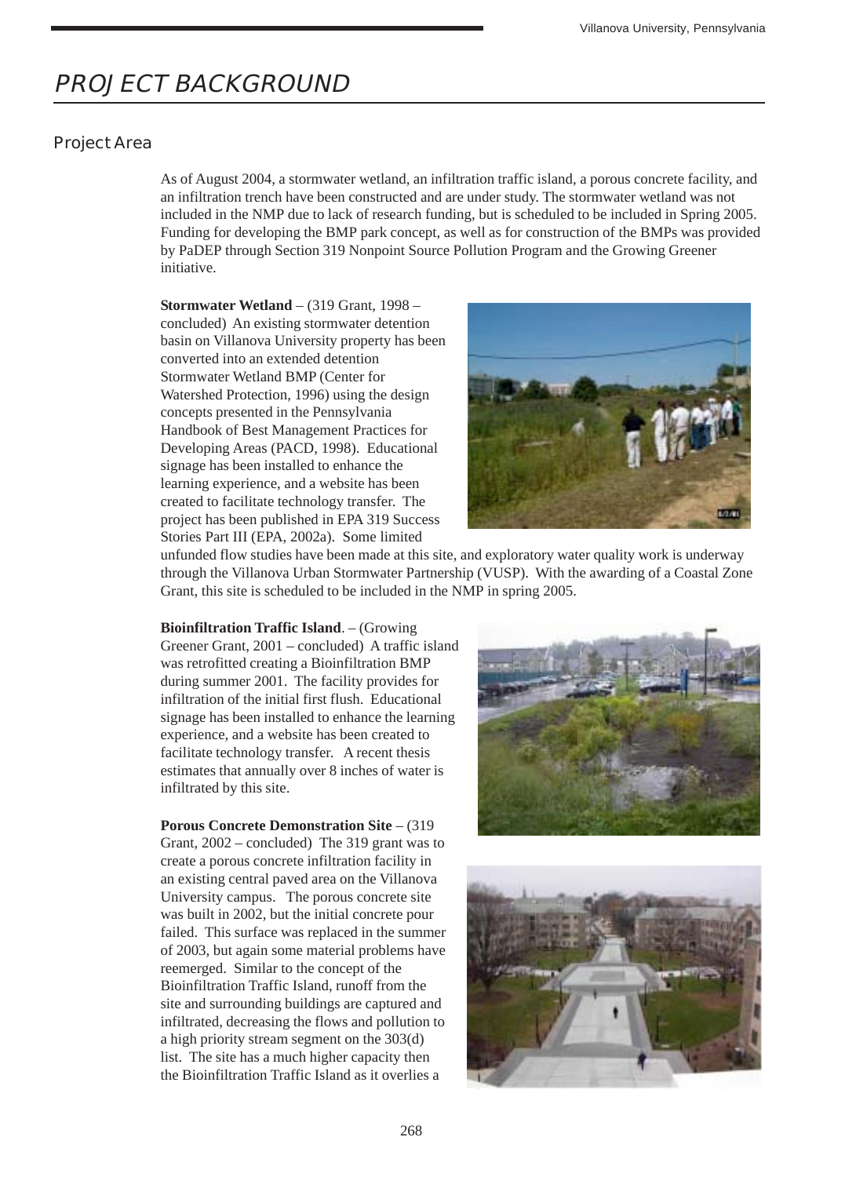# PROJECT BACKGROUND

## Project Area

As of August 2004, a stormwater wetland, an infiltration traffic island, a porous concrete facility, and an infiltration trench have been constructed and are under study. The stormwater wetland was not included in the NMP due to lack of research funding, but is scheduled to be included in Spring 2005. Funding for developing the BMP park concept, as well as for construction of the BMPs was provided by PaDEP through Section 319 Nonpoint Source Pollution Program and the Growing Greener initiative.

**Stormwater Wetland** – (319 Grant, 1998 – concluded) An existing stormwater detention basin on Villanova University property has been converted into an extended detention Stormwater Wetland BMP (Center for Watershed Protection, 1996) using the design concepts presented in the Pennsylvania Handbook of Best Management Practices for Developing Areas (PACD, 1998). Educational signage has been installed to enhance the learning experience, and a website has been created to facilitate technology transfer. The project has been published in EPA 319 Success Stories Part III (EPA, 2002a). Some limited unfunded flow studies have been made at this site, and exploratory water quality work is underway through the Villanova Urban Stormwater Partnership (VUSP). With the awarding of a Coastal Zone Grant, this site is scheduled to be included in the NMP in spring 2005.

**Bioinfiltration Traffic Island**. – (Growing Greener Grant, 2001 – concluded) A traffic island was retrofitted creating a Bioinfiltration BMP during summer 2001. The facility provides for infiltration of the initial first flush. Educational signage has been installed to enhance the learning experience, and a website has been created to facilitate technology transfer. A recent thesis estimates that annually over 8 inches of water is infiltrated by this site.

**Porous Concrete Demonstration Site** – (319 Grant, 2002 – concluded) The 319 grant was to create a porous concrete infiltration facility in an existing central paved area on the Villanova University campus. The porous concrete site was built in 2002, but the initial concrete pour failed. This surface was replaced in the summer of 2003, but again some material problems have reemerged. Similar to the concept of the Bioinfiltration Traffic Island, runoff from the site and surrounding buildings are captured and infiltrated, decreasing the flows and pollution to a high priority stream segment on the 303(d) list. The site has a much higher capacity then the Bioinfiltration Traffic Island as it overlies a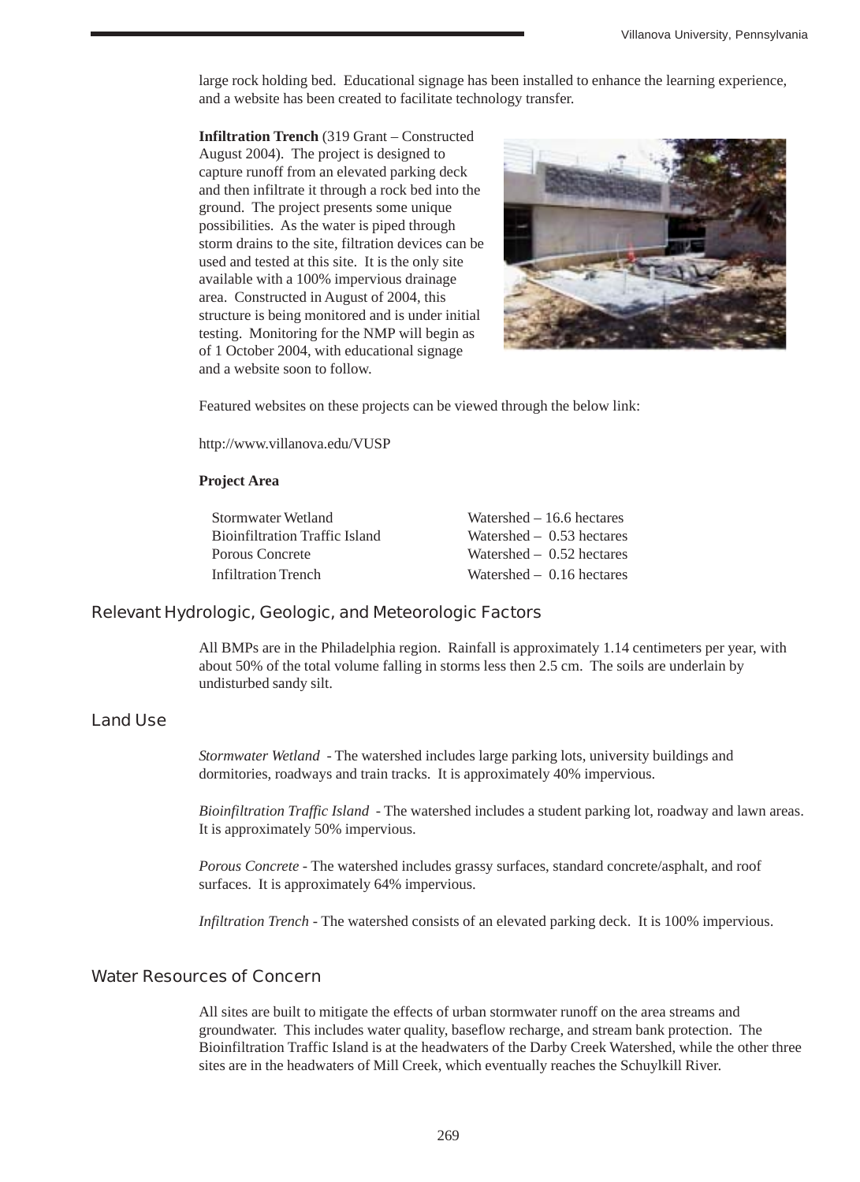large rock holding bed. Educational signage has been installed to enhance the learning experience, and a website has been created to facilitate technology transfer.

**Infiltration Trench** (319 Grant – Constructed August 2004). The project is designed to capture runoff from an elevated parking deck and then infiltrate it through a rock bed into the ground. The project presents some unique possibilities. As the water is piped through storm drains to the site, filtration devices can be used and tested at this site. It is the only site available with a 100% impervious drainage area. Constructed in August of 2004, this structure is being monitored and is under initial testing. Monitoring for the NMP will begin as of 1 October 2004, with educational signage and a website soon to follow.

Featured websites on these projects can be viewed through the below link:

http://www.villanova.edu/VUSP

**Project Area**

| | |
|---|---|
| Stormwater Wetland | Watershed – 16.6 hectares |
| Bioinfiltration Traffic Island | Watershed – 0.53 hectares |
| Porous Concrete | Watershed – 0.52 hectares |
| Infiltration Trench | Watershed – 0.16 hectares |

## Relevant Hydrologic, Geologic, and Meteorologic Factors

All BMPs are in the Philadelphia region. Rainfall is approximately 1.14 centimeters per year, with about 50% of the total volume falling in storms less then 2.5 cm. The soils are underlain by undisturbed sandy silt.

## Land Use

*Stormwater Wetland* - The watershed includes large parking lots, university buildings and dormitories, roadways and train tracks. It is approximately 40% impervious.

*Bioinfiltration Traffic Island* - The watershed includes a student parking lot, roadway and lawn areas. It is approximately 50% impervious.

*Porous Concrete* - The watershed includes grassy surfaces, standard concrete/asphalt, and roof surfaces. It is approximately 64% impervious.

*Infiltration Trench* - The watershed consists of an elevated parking deck. It is 100% impervious.

## Water Resources of Concern

All sites are built to mitigate the effects of urban stormwater runoff on the area streams and groundwater. This includes water quality, baseflow recharge, and stream bank protection. The Bioinfiltration Traffic Island is at the headwaters of the Darby Creek Watershed, while the other three sites are in the headwaters of Mill Creek, which eventually reaches the Schuylkill River.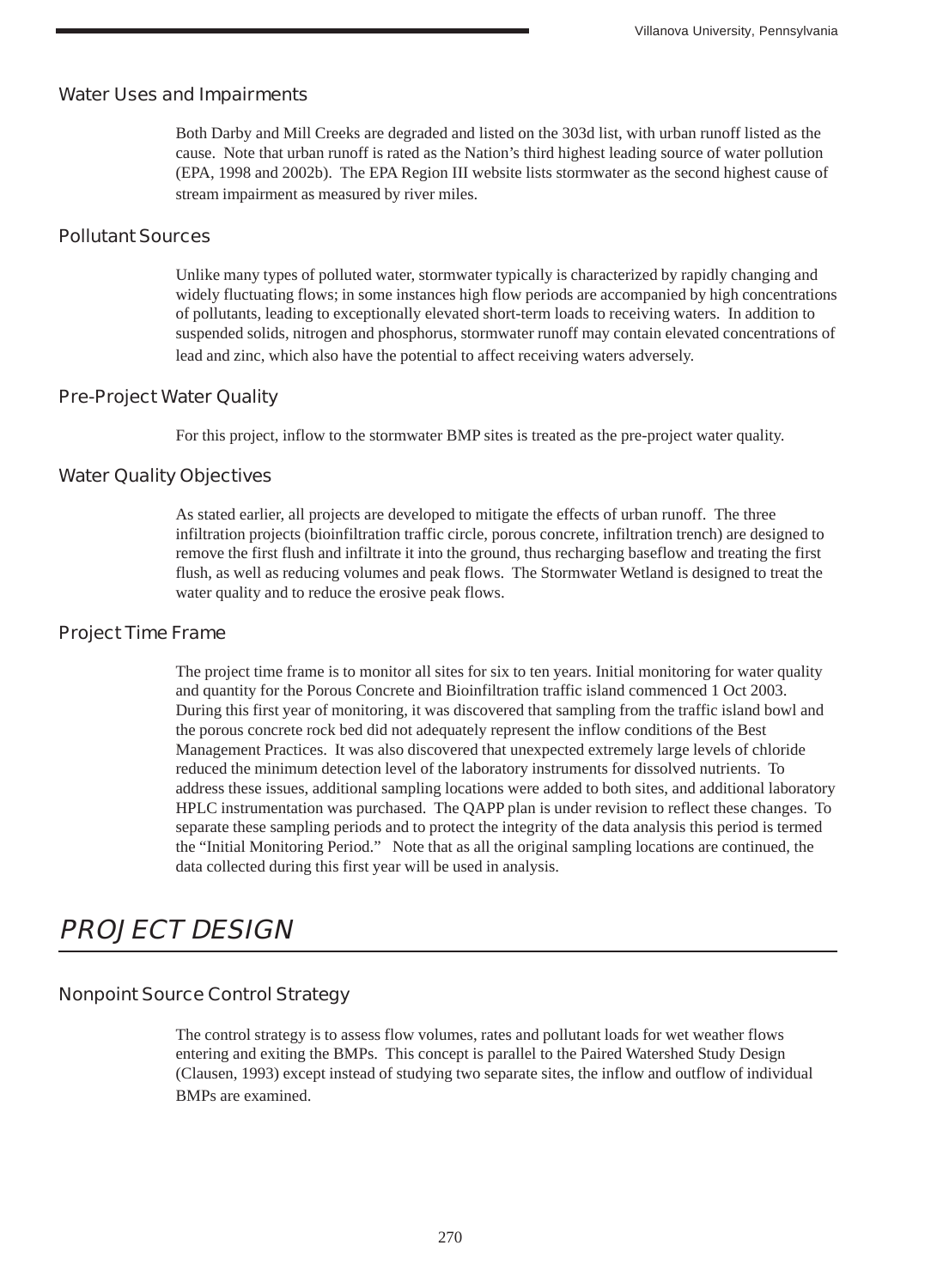## Water Uses and Impairments

Both Darby and Mill Creeks are degraded and listed on the 303d list, with urban runoff listed as the cause. Note that urban runoff is rated as the Nation's third highest leading source of water pollution (EPA, 1998 and 2002b). The EPA Region III website lists stormwater as the second highest cause of stream impairment as measured by river miles.

## Pollutant Sources

Unlike many types of polluted water, stormwater typically is characterized by rapidly changing and widely fluctuating flows; in some instances high flow periods are accompanied by high concentrations of pollutants, leading to exceptionally elevated short-term loads to receiving waters. In addition to suspended solids, nitrogen and phosphorus, stormwater runoff may contain elevated concentrations of lead and zinc, which also have the potential to affect receiving waters adversely.

## Pre-Project Water Quality

For this project, inflow to the stormwater BMP sites is treated as the pre-project water quality.

## Water Quality Objectives

As stated earlier, all projects are developed to mitigate the effects of urban runoff. The three infiltration projects (bioinfiltration traffic circle, porous concrete, infiltration trench) are designed to remove the first flush and infiltrate it into the ground, thus recharging baseflow and treating the first flush, as well as reducing volumes and peak flows. The Stormwater Wetland is designed to treat the water quality and to reduce the erosive peak flows.

## Project Time Frame

The project time frame is to monitor all sites for six to ten years. Initial monitoring for water quality and quantity for the Porous Concrete and Bioinfiltration traffic island commenced 1 Oct 2003. During this first year of monitoring, it was discovered that sampling from the traffic island bowl and the porous concrete rock bed did not adequately represent the inflow conditions of the Best Management Practices. It was also discovered that unexpected extremely large levels of chloride reduced the minimum detection level of the laboratory instruments for dissolved nutrients. To address these issues, additional sampling locations were added to both sites, and additional laboratory HPLC instrumentation was purchased. The QAPP plan is under revision to reflect these changes. To separate these sampling periods and to protect the integrity of the data analysis this period is termed the "Initial Monitoring Period." Note that as all the original sampling locations are continued, the data collected during this first year will be used in analysis.

# PROJECT DESIGN

## Nonpoint Source Control Strategy

The control strategy is to assess flow volumes, rates and pollutant loads for wet weather flows entering and exiting the BMPs. This concept is parallel to the Paired Watershed Study Design (Clausen, 1993) except instead of studying two separate sites, the inflow and outflow of individual BMPs are examined.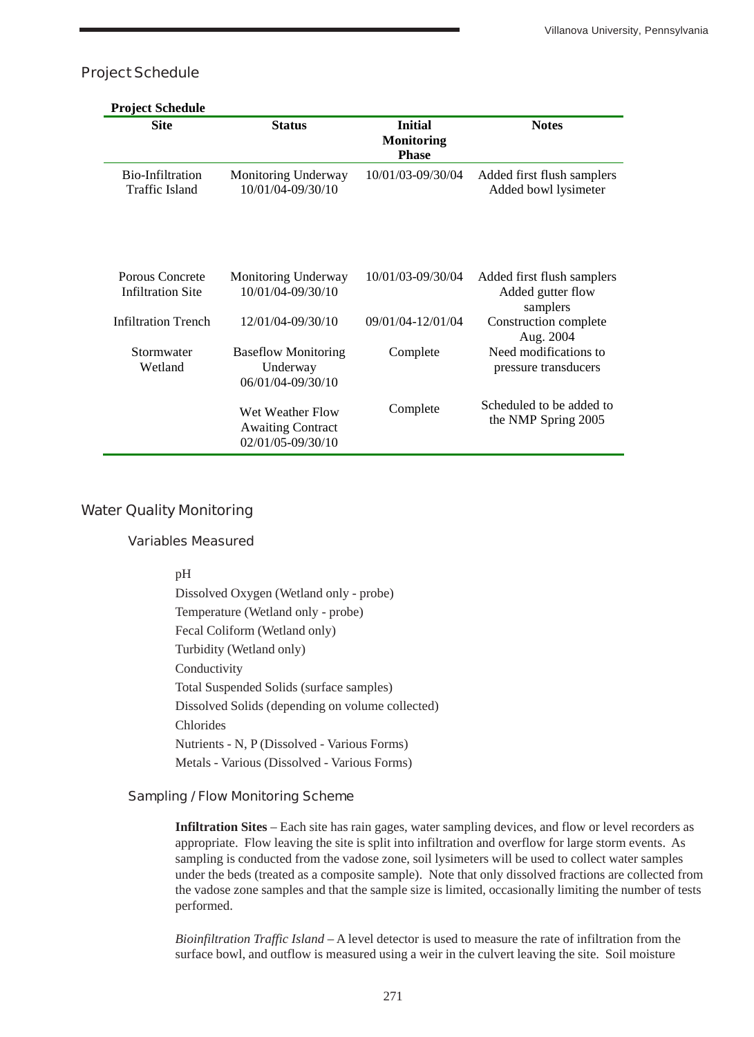## Project Schedule

**Project Schedule**

| Site | Status | Initial Monitoring Phase | Notes |
|---|---|---|---|
| Bio-Infiltration Traffic Island | Monitoring Underway 10/01/04-09/30/10 | 10/01/03-09/30/04 | Added first flush samplers Added bowl lysimeter |
| Porous Concrete Infiltration Site | Monitoring Underway 10/01/04-09/30/10 | 10/01/03-09/30/04 | Added first flush samplers Added gutter flow samplers |
| Infiltration Trench | 12/01/04-09/30/10 | 09/01/04-12/01/04 | Construction complete Aug. 2004 |
| Stormwater Wetland | Baseflow Monitoring Underway 06/01/04-09/30/10 | Complete | Need modifications to pressure transducers |
| | Wet Weather Flow Awaiting Contract 02/01/05-09/30/10 | Complete | Scheduled to be added to the NMP Spring 2005 |

## Water Quality Monitoring

### Variables Measured

pH
Dissolved Oxygen (Wetland only - probe)
Temperature (Wetland only - probe)
Fecal Coliform (Wetland only)
Turbidity (Wetland only)
Conductivity
Total Suspended Solids (surface samples)
Dissolved Solids (depending on volume collected)
Chlorides
Nutrients - N, P (Dissolved - Various Forms)
Metals - Various (Dissolved - Various Forms)

### Sampling / Flow Monitoring Scheme

**Infiltration Sites** – Each site has rain gages, water sampling devices, and flow or level recorders as appropriate. Flow leaving the site is split into infiltration and overflow for large storm events. As sampling is conducted from the vadose zone, soil lysimeters will be used to collect water samples under the beds (treated as a composite sample). Note that only dissolved fractions are collected from the vadose zone samples and that the sample size is limited, occasionally limiting the number of tests performed.

*Bioinfiltration Traffic Island* – A level detector is used to measure the rate of infiltration from the surface bowl, and outflow is measured using a weir in the culvert leaving the site. Soil moisture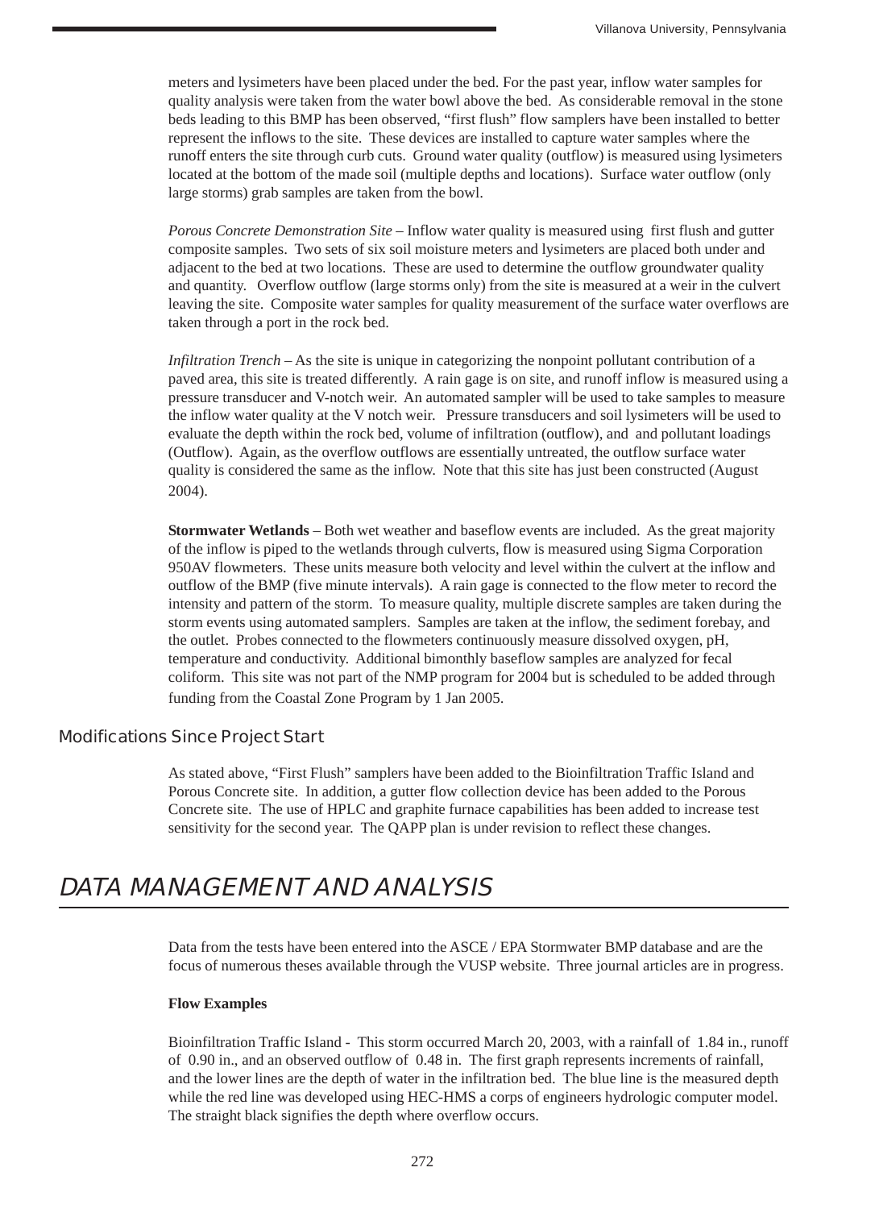meters and lysimeters have been placed under the bed. For the past year, inflow water samples for quality analysis were taken from the water bowl above the bed. As considerable removal in the stone beds leading to this BMP has been observed, "first flush" flow samplers have been installed to better represent the inflows to the site. These devices are installed to capture water samples where the runoff enters the site through curb cuts. Ground water quality (outflow) is measured using lysimeters located at the bottom of the made soil (multiple depths and locations). Surface water outflow (only large storms) grab samples are taken from the bowl.

*Porous Concrete Demonstration Site* – Inflow water quality is measured using first flush and gutter composite samples. Two sets of six soil moisture meters and lysimeters are placed both under and adjacent to the bed at two locations. These are used to determine the outflow groundwater quality and quantity. Overflow outflow (large storms only) from the site is measured at a weir in the culvert leaving the site. Composite water samples for quality measurement of the surface water overflows are taken through a port in the rock bed.

*Infiltration Trench* – As the site is unique in categorizing the nonpoint pollutant contribution of a paved area, this site is treated differently. A rain gage is on site, and runoff inflow is measured using a pressure transducer and V-notch weir. An automated sampler will be used to take samples to measure the inflow water quality at the V notch weir. Pressure transducers and soil lysimeters will be used to evaluate the depth within the rock bed, volume of infiltration (outflow), and and pollutant loadings (Outflow). Again, as the overflow outflows are essentially untreated, the outflow surface water quality is considered the same as the inflow. Note that this site has just been constructed (August 2004).

**Stormwater Wetlands** – Both wet weather and baseflow events are included. As the great majority of the inflow is piped to the wetlands through culverts, flow is measured using Sigma Corporation 950AV flowmeters. These units measure both velocity and level within the culvert at the inflow and outflow of the BMP (five minute intervals). A rain gage is connected to the flow meter to record the intensity and pattern of the storm. To measure quality, multiple discrete samples are taken during the storm events using automated samplers. Samples are taken at the inflow, the sediment forebay, and the outlet. Probes connected to the flowmeters continuously measure dissolved oxygen, pH, temperature and conductivity. Additional bimonthly baseflow samples are analyzed for fecal coliform. This site was not part of the NMP program for 2004 but is scheduled to be added through funding from the Coastal Zone Program by 1 Jan 2005.

### Modifications Since Project Start

As stated above, "First Flush" samplers have been added to the Bioinfiltration Traffic Island and Porous Concrete site. In addition, a gutter flow collection device has been added to the Porous Concrete site. The use of HPLC and graphite furnace capabilities has been added to increase test sensitivity for the second year. The QAPP plan is under revision to reflect these changes.

## DATA MANAGEMENT AND ANALYSIS

Data from the tests have been entered into the ASCE / EPA Stormwater BMP database and are the focus of numerous theses available through the VUSP website. Three journal articles are in progress.

**Flow Examples**

Bioinfiltration Traffic Island - This storm occurred March 20, 2003, with a rainfall of 1.84 in., runoff of 0.90 in., and an observed outflow of 0.48 in. The first graph represents increments of rainfall, and the lower lines are the depth of water in the infiltration bed. The blue line is the measured depth while the red line was developed using HEC-HMS a corps of engineers hydrologic computer model. The straight black signifies the depth where overflow occurs.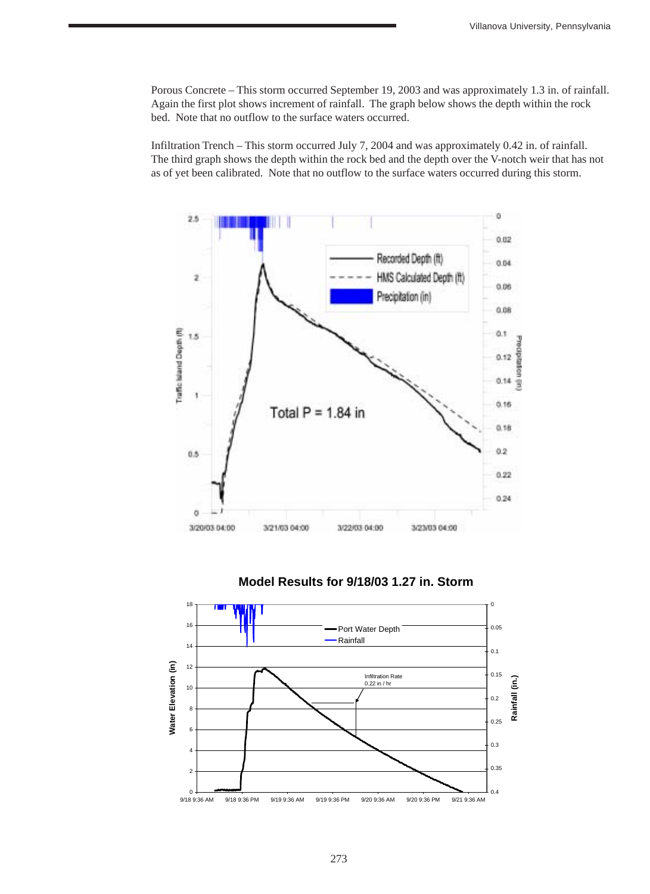Porous Concrete – This storm occurred September 19, 2003 and was approximately 1.3 in. of rainfall. Again the first plot shows increment of rainfall. The graph below shows the depth within the rock bed. Note that no outflow to the surface waters occurred.

Infiltration Trench – This storm occurred July 7, 2004 and was approximately 0.42 in. of rainfall. The third graph shows the depth within the rock bed and the depth over the V-notch weir that has not as of yet been calibrated. Note that no outflow to the surface waters occurred during this storm.

**Model Results for 9/18/03 1.27 in. Storm**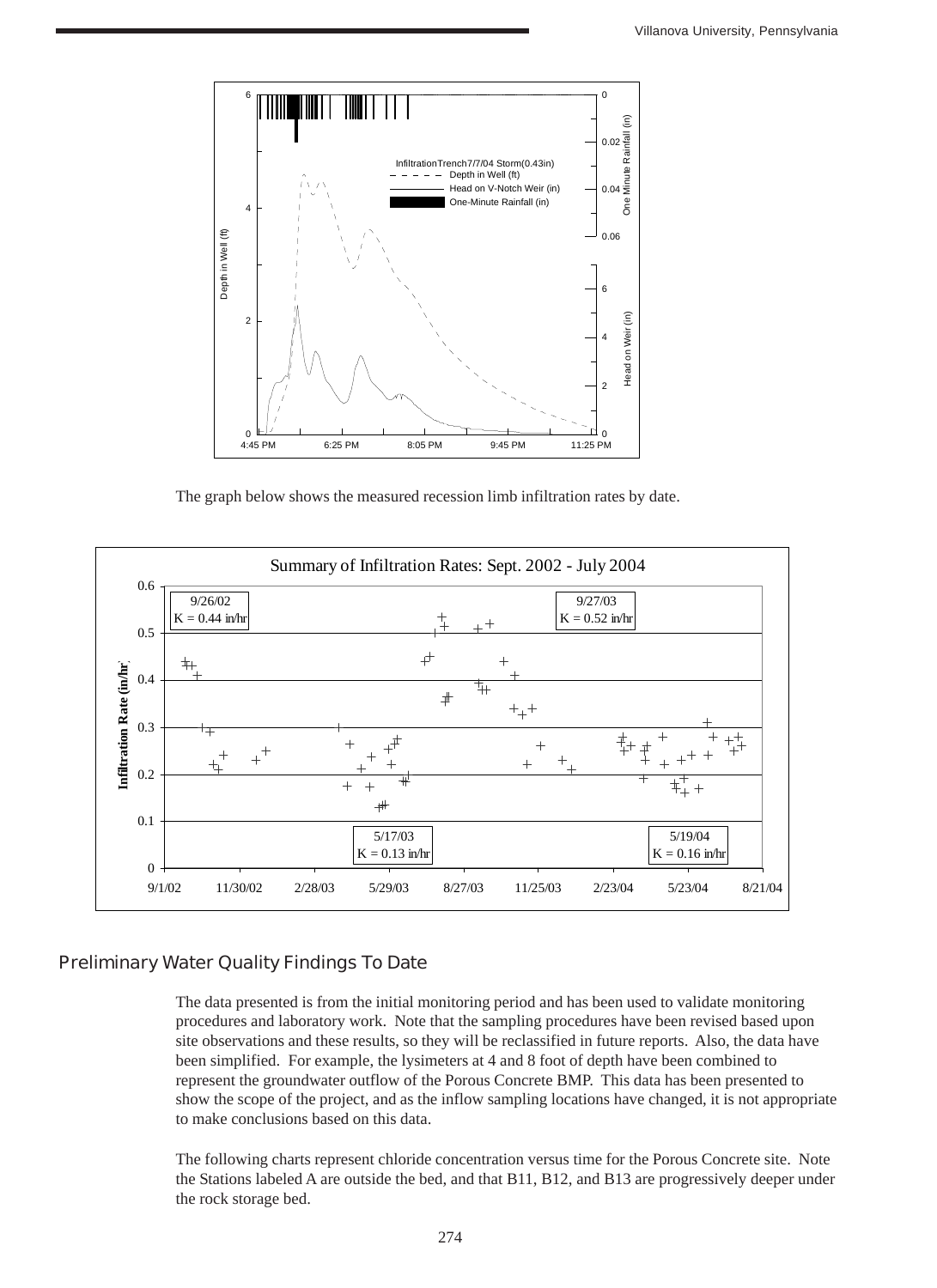The graph below shows the measured recession limb infiltration rates by date.

## Preliminary Water Quality Findings To Date

The data presented is from the initial monitoring period and has been used to validate monitoring procedures and laboratory work. Note that the sampling procedures have been revised based upon site observations and these results, so they will be reclassified in future reports. Also, the data have been simplified. For example, the lysimeters at 4 and 8 foot of depth have been combined to represent the groundwater outflow of the Porous Concrete BMP. This data has been presented to show the scope of the project, and as the inflow sampling locations have changed, it is not appropriate to make conclusions based on this data.

The following charts represent chloride concentration versus time for the Porous Concrete site. Note the Stations labeled A are outside the bed, and that B11, B12, and B13 are progressively deeper under the rock storage bed.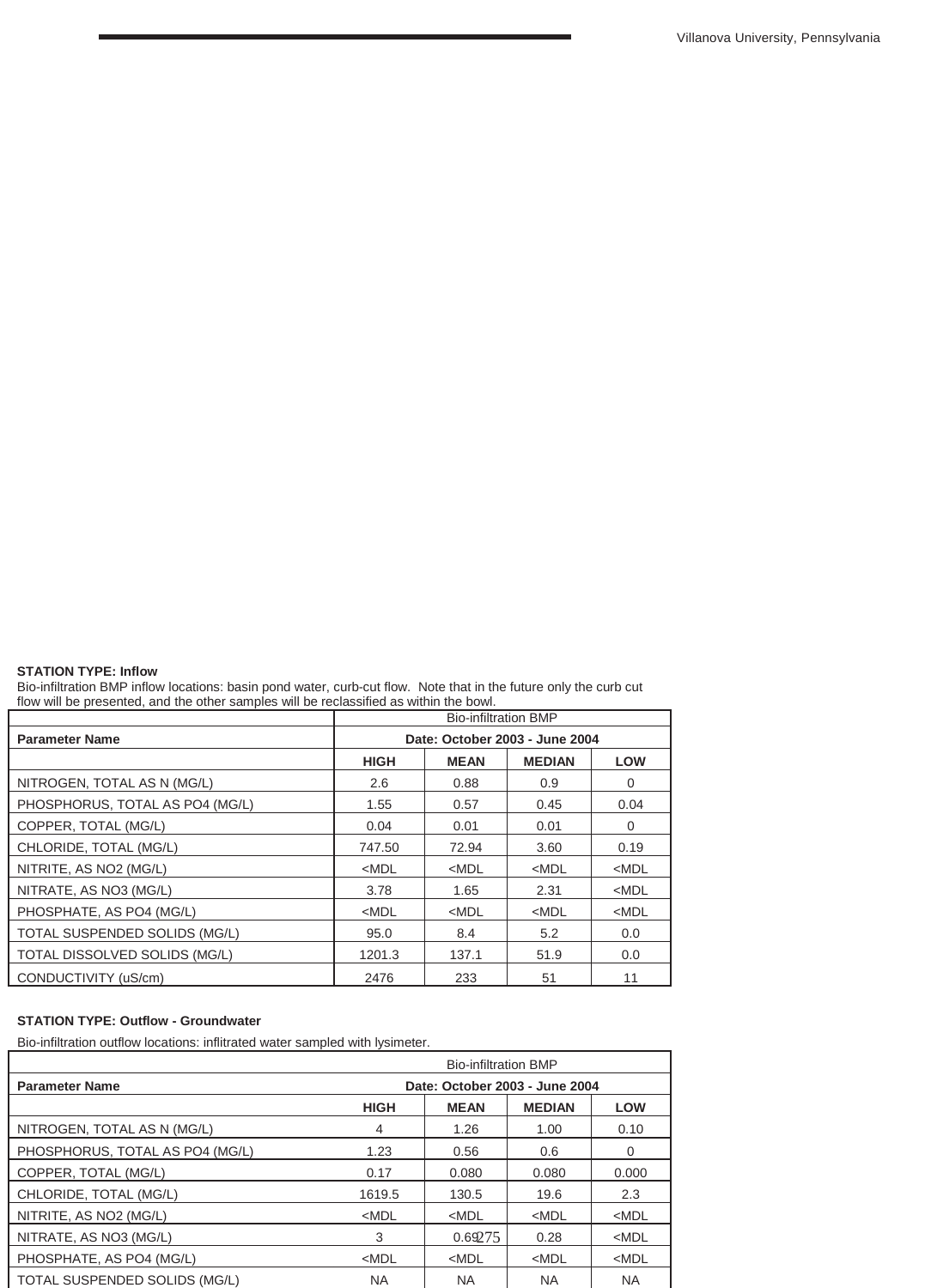**STATION TYPE: Inflow**

Bio-infiltration BMP inflow locations: basin pond water, curb-cut flow. Note that in the future only the curb cut flow will be presented, and the other samples will be reclassified as within the bowl.

| | Bio-infiltration BMP | | | |
|---|---|---|---|---|
| **Parameter Name** | **Date: October 2003 - June 2004** | | | |
| | **HIGH** | **MEAN** | **MEDIAN** | **LOW** |
| NITROGEN, TOTAL AS N (MG/L) | 2.6 | 0.88 | 0.9 | 0 |
| PHOSPHORUS, TOTAL AS PO4 (MG/L) | 1.55 | 0.57 | 0.45 | 0.04 |
| COPPER, TOTAL (MG/L) | 0.04 | 0.01 | 0.01 | 0 |
| CHLORIDE, TOTAL (MG/L) | 747.50 | 72.94 | 3.60 | 0.19 |
| NITRITE, AS NO2 (MG/L) | <MDL | <MDL | <MDL | <MDL |
| NITRATE, AS NO3 (MG/L) | 3.78 | 1.65 | 2.31 | <MDL |
| PHOSPHATE, AS PO4 (MG/L) | <MDL | <MDL | <MDL | <MDL |
| TOTAL SUSPENDED SOLIDS (MG/L) | 95.0 | 8.4 | 5.2 | 0.0 |
| TOTAL DISSOLVED SOLIDS (MG/L) | 1201.3 | 137.1 | 51.9 | 0.0 |
| CONDUCTIVITY (uS/cm) | 2476 | 233 | 51 | 11 |

**STATION TYPE: Outflow - Groundwater**

Bio-infiltration outflow locations: inflitrated water sampled with lysimeter.

| | Bio-infiltration BMP | | | |
|---|---|---|---|---|
| **Parameter Name** | **Date: October 2003 - June 2004** | | | |
| | **HIGH** | **MEAN** | **MEDIAN** | **LOW** |
| NITROGEN, TOTAL AS N (MG/L) | 4 | 1.26 | 1.00 | 0.10 |
| PHOSPHORUS, TOTAL AS PO4 (MG/L) | 1.23 | 0.56 | 0.6 | 0 |
| COPPER, TOTAL (MG/L) | 0.17 | 0.080 | 0.080 | 0.000 |
| CHLORIDE, TOTAL (MG/L) | 1619.5 | 130.5 | 19.6 | 2.3 |
| NITRITE, AS NO2 (MG/L) | <MDL | <MDL | <MDL | <MDL |
| NITRATE, AS NO3 (MG/L) | 3 | 0.69 | 0.28 | <MDL |
| PHOSPHATE, AS PO4 (MG/L) | <MDL | <MDL | <MDL | <MDL |
| TOTAL SUSPENDED SOLIDS (MG/L) | NA | NA | NA | NA |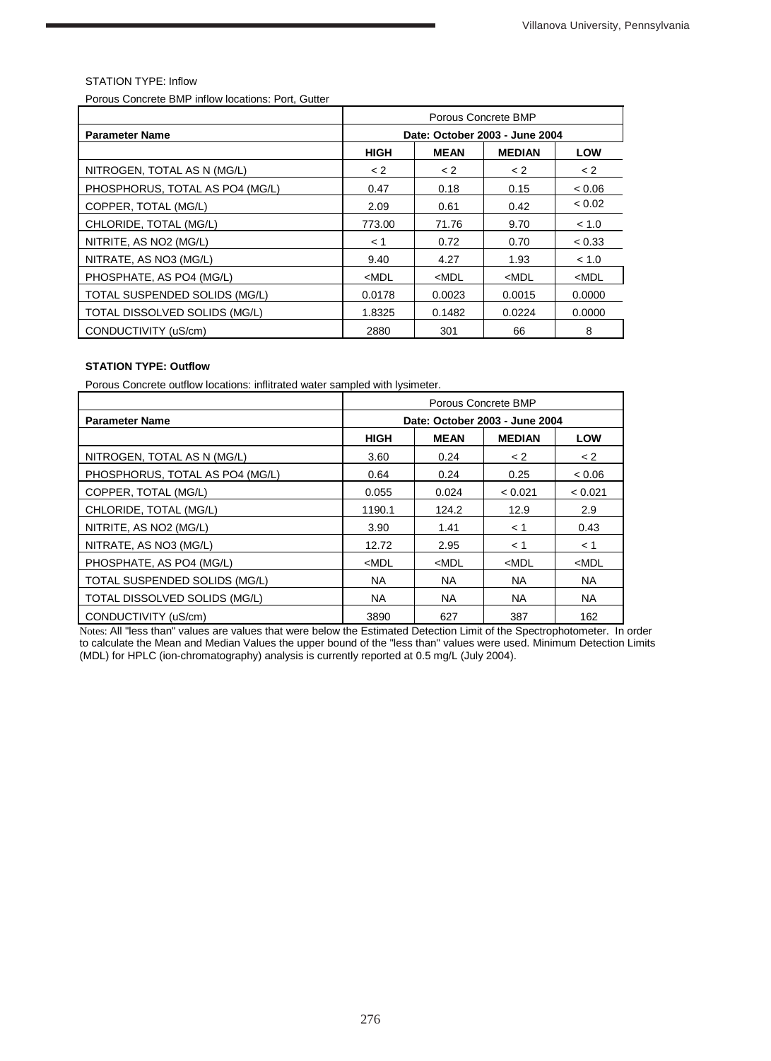STATION TYPE: Inflow

Porous Concrete BMP inflow locations: Port, Gutter

| Parameter Name | Porous Concrete BMP | | | |
|---|---|---|---|---|
| | Date: October 2003 - June 2004 | | | |
| | **HIGH** | **MEAN** | **MEDIAN** | **LOW** |
| NITROGEN, TOTAL AS N (MG/L) | < 2 | < 2 | < 2 | < 2 |
| PHOSPHORUS, TOTAL AS PO4 (MG/L) | 0.47 | 0.18 | 0.15 | < 0.06 |
| COPPER, TOTAL (MG/L) | 2.09 | 0.61 | 0.42 | < 0.02 |
| CHLORIDE, TOTAL (MG/L) | 773.00 | 71.76 | 9.70 | < 1.0 |
| NITRITE, AS NO2 (MG/L) | < 1 | 0.72 | 0.70 | < 0.33 |
| NITRATE, AS NO3 (MG/L) | 9.40 | 4.27 | 1.93 | < 1.0 |
| PHOSPHATE, AS PO4 (MG/L) | <MDL | <MDL | <MDL | <MDL |
| TOTAL SUSPENDED SOLIDS (MG/L) | 0.0178 | 0.0023 | 0.0015 | 0.0000 |
| TOTAL DISSOLVED SOLIDS (MG/L) | 1.8325 | 0.1482 | 0.0224 | 0.0000 |
| CONDUCTIVITY (uS/cm) | 2880 | 301 | 66 | 8 |

**STATION TYPE: Outflow**

Porous Concrete outflow locations: inflitrated water sampled with lysimeter.

| Parameter Name | Porous Concrete BMP | | | |
|---|---|---|---|---|
| | Date: October 2003 - June 2004 | | | |
| | **HIGH** | **MEAN** | **MEDIAN** | **LOW** |
| NITROGEN, TOTAL AS N (MG/L) | 3.60 | 0.24 | < 2 | < 2 |
| PHOSPHORUS, TOTAL AS PO4 (MG/L) | 0.64 | 0.24 | 0.25 | < 0.06 |
| COPPER, TOTAL (MG/L) | 0.055 | 0.024 | < 0.021 | < 0.021 |
| CHLORIDE, TOTAL (MG/L) | 1190.1 | 124.2 | 12.9 | 2.9 |
| NITRITE, AS NO2 (MG/L) | 3.90 | 1.41 | < 1 | 0.43 |
| NITRATE, AS NO3 (MG/L) | 12.72 | 2.95 | < 1 | < 1 |
| PHOSPHATE, AS PO4 (MG/L) | <MDL | <MDL | <MDL | <MDL |
| TOTAL SUSPENDED SOLIDS (MG/L) | NA | NA | NA | NA |
| TOTAL DISSOLVED SOLIDS (MG/L) | NA | NA | NA | NA |
| CONDUCTIVITY (uS/cm) | 3890 | 627 | 387 | 162 |

Notes: All "less than" values are values that were below the Estimated Detection Limit of the Spectrophotometer. In order to calculate the Mean and Median Values the upper bound of the "less than" values were used. Minimum Detection Limits (MDL) for HPLC (ion-chromatography) analysis is currently reported at 0.5 mg/L (July 2004).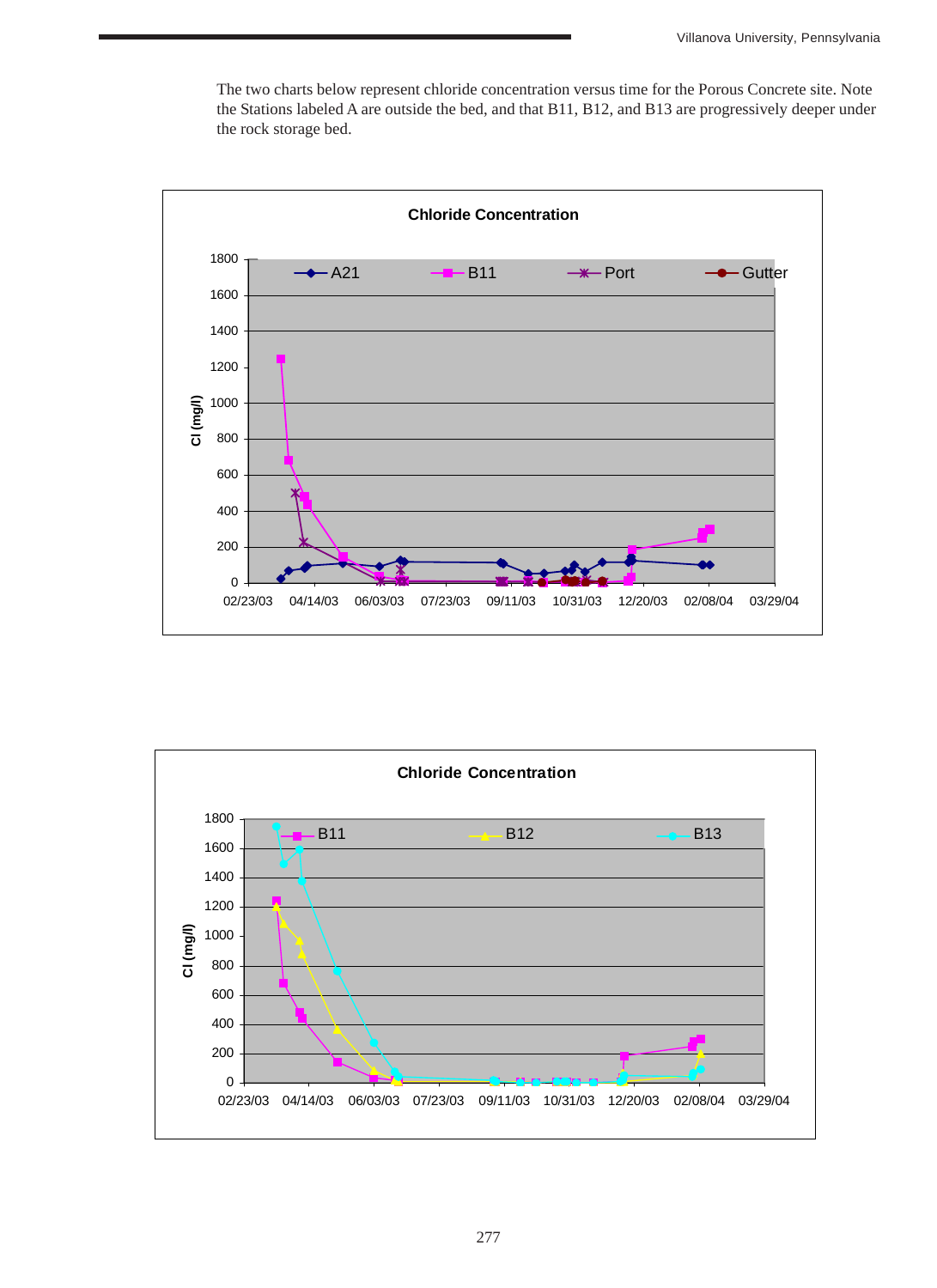The two charts below represent chloride concentration versus time for the Porous Concrete site. Note the Stations labeled A are outside the bed, and that B11, B12, and B13 are progressively deeper under the rock storage bed.

**Chloride Concentration**

Cl (mg/l) — Legend: A21, B11, Port, Gutter

X-axis: 02/23/03, 04/14/03, 06/03/03, 07/23/03, 09/11/03, 10/31/03, 12/20/03, 02/08/04, 03/29/04

Y-axis: 0, 200, 400, 600, 800, 1000, 1200, 1400, 1600, 1800

**Chloride Concentration**

Cl (mg/l) — Legend: B11, B12, B13

X-axis: 02/23/03, 04/14/03, 06/03/03, 07/23/03, 09/11/03, 10/31/03, 12/20/03, 02/08/04, 03/29/04

Y-axis: 0, 200, 400, 600, 800, 1000, 1200, 1400, 1600, 1800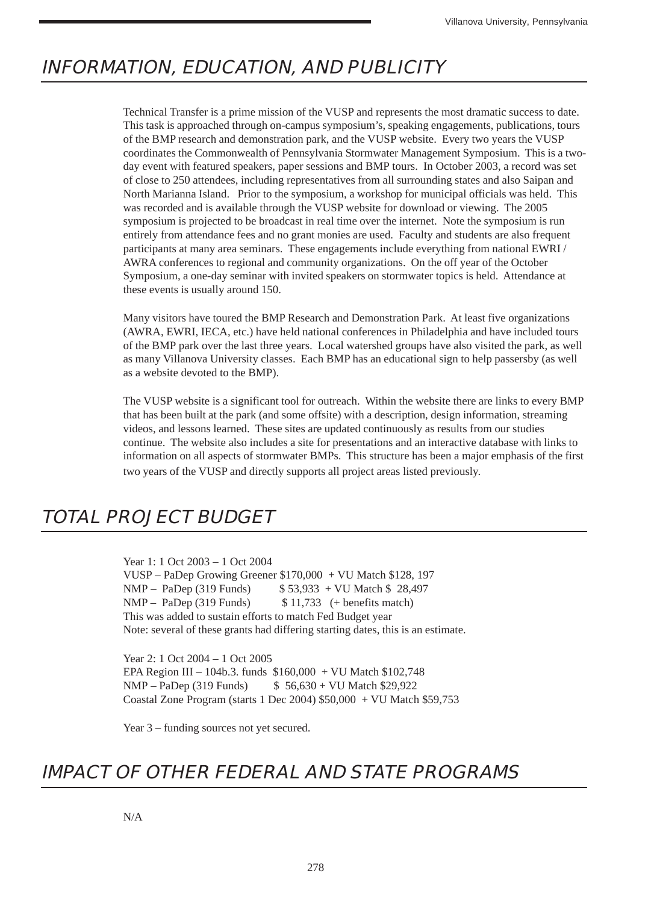# INFORMATION, EDUCATION, AND PUBLICITY

Technical Transfer is a prime mission of the VUSP and represents the most dramatic success to date. This task is approached through on-campus symposium's, speaking engagements, publications, tours of the BMP research and demonstration park, and the VUSP website. Every two years the VUSP coordinates the Commonwealth of Pennsylvania Stormwater Management Symposium. This is a two-day event with featured speakers, paper sessions and BMP tours. In October 2003, a record was set of close to 250 attendees, including representatives from all surrounding states and also Saipan and North Marianna Island. Prior to the symposium, a workshop for municipal officials was held. This was recorded and is available through the VUSP website for download or viewing. The 2005 symposium is projected to be broadcast in real time over the internet. Note the symposium is run entirely from attendance fees and no grant monies are used. Faculty and students are also frequent participants at many area seminars. These engagements include everything from national EWRI / AWRA conferences to regional and community organizations. On the off year of the October Symposium, a one-day seminar with invited speakers on stormwater topics is held. Attendance at these events is usually around 150.

Many visitors have toured the BMP Research and Demonstration Park. At least five organizations (AWRA, EWRI, IECA, etc.) have held national conferences in Philadelphia and have included tours of the BMP park over the last three years. Local watershed groups have also visited the park, as well as many Villanova University classes. Each BMP has an educational sign to help passersby (as well as a website devoted to the BMP).

The VUSP website is a significant tool for outreach. Within the website there are links to every BMP that has been built at the park (and some offsite) with a description, design information, streaming videos, and lessons learned. These sites are updated continuously as results from our studies continue. The website also includes a site for presentations and an interactive database with links to information on all aspects of stormwater BMPs. This structure has been a major emphasis of the first two years of the VUSP and directly supports all project areas listed previously.

# TOTAL PROJECT BUDGET

Year 1: 1 Oct 2003 – 1 Oct 2004
VUSP – PaDep Growing Greener $170,000 + VU Match $128, 197
NMP – PaDep (319 Funds) $ 53,933 + VU Match $ 28,497
NMP – PaDep (319 Funds) $ 11,733 (+ benefits match)
This was added to sustain efforts to match Fed Budget year
Note: several of these grants had differing starting dates, this is an estimate.

Year 2: 1 Oct 2004 – 1 Oct 2005
EPA Region III – 104b.3. funds $160,000 + VU Match $102,748
NMP – PaDep (319 Funds) $ 56,630 + VU Match $29,922
Coastal Zone Program (starts 1 Dec 2004) $50,000 + VU Match $59,753

Year 3 – funding sources not yet secured.

# IMPACT OF OTHER FEDERAL AND STATE PROGRAMS

N/A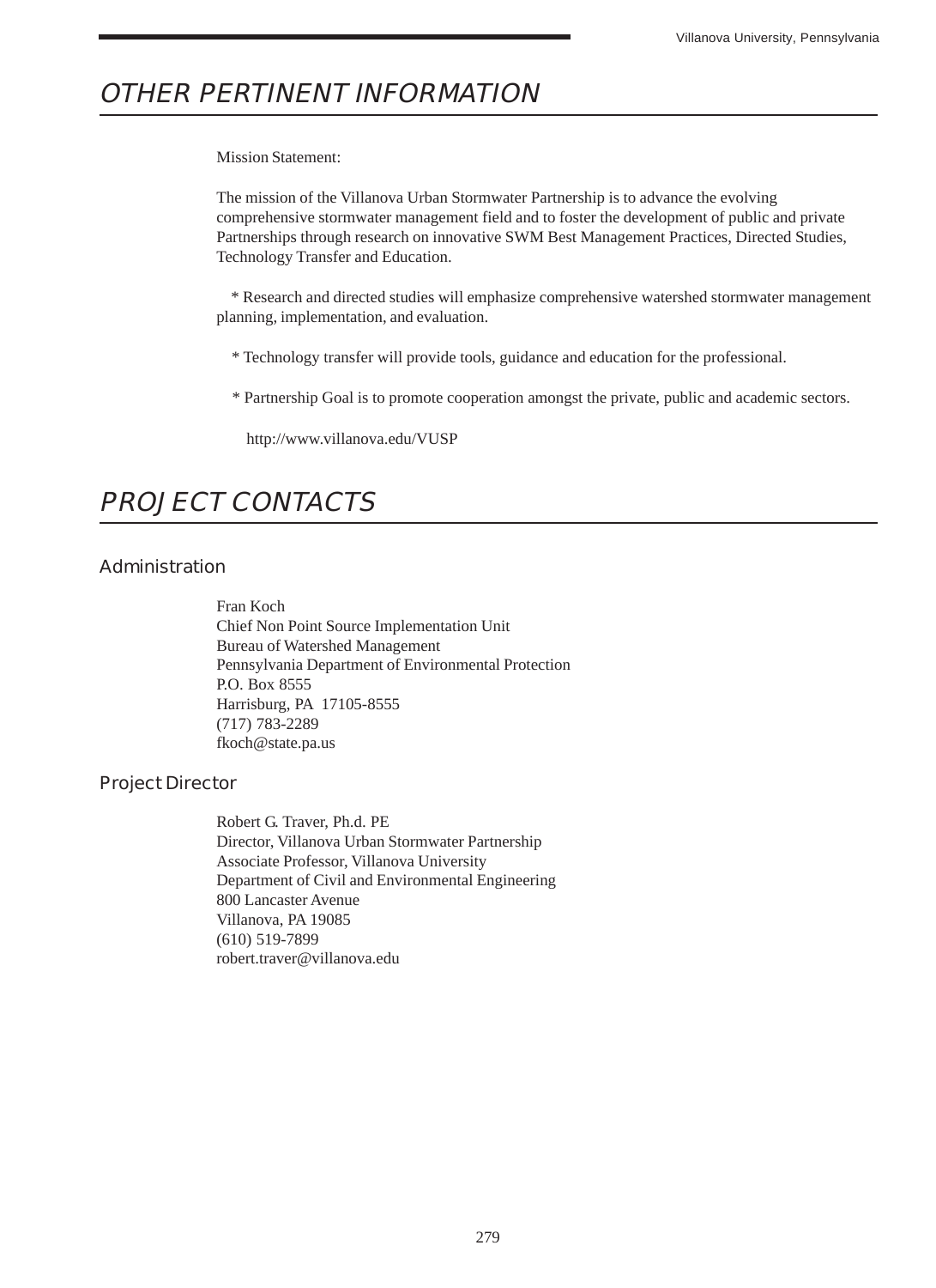# OTHER PERTINENT INFORMATION

Mission Statement:

The mission of the Villanova Urban Stormwater Partnership is to advance the evolving comprehensive stormwater management field and to foster the development of public and private Partnerships through research on innovative SWM Best Management Practices, Directed Studies, Technology Transfer and Education.

* Research and directed studies will emphasize comprehensive watershed stormwater management planning, implementation, and evaluation.

* Technology transfer will provide tools, guidance and education for the professional.

* Partnership Goal is to promote cooperation amongst the private, public and academic sectors.

http://www.villanova.edu/VUSP

# PROJECT CONTACTS

## Administration

Fran Koch
Chief Non Point Source Implementation Unit
Bureau of Watershed Management
Pennsylvania Department of Environmental Protection
P.O. Box 8555
Harrisburg, PA 17105-8555
(717) 783-2289
fkoch@state.pa.us

## Project Director

Robert G. Traver, Ph.d. PE
Director, Villanova Urban Stormwater Partnership
Associate Professor, Villanova University
Department of Civil and Environmental Engineering
800 Lancaster Avenue
Villanova, PA 19085
(610) 519-7899
robert.traver@villanova.edu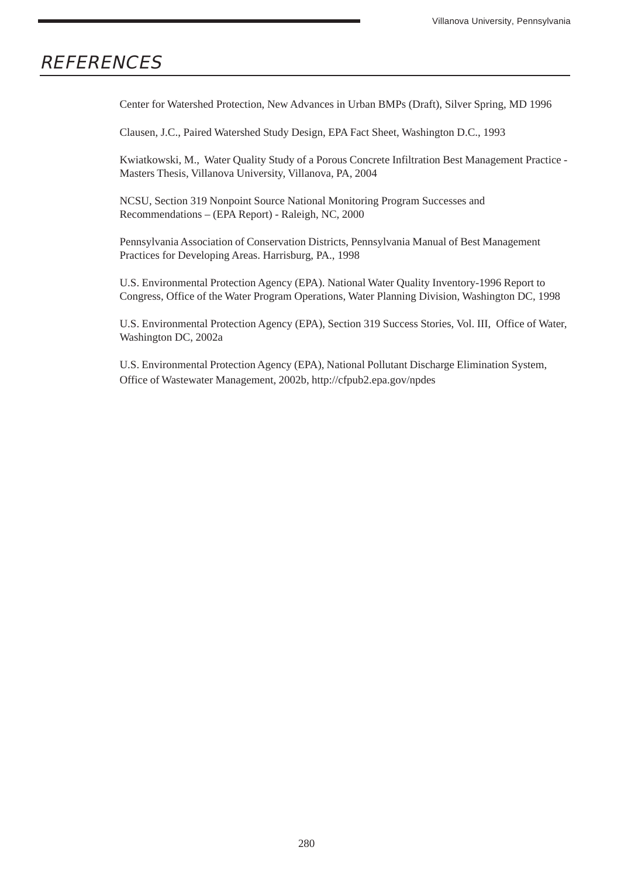# REFERENCES

Center for Watershed Protection, New Advances in Urban BMPs (Draft), Silver Spring, MD 1996

Clausen, J.C., Paired Watershed Study Design, EPA Fact Sheet, Washington D.C., 1993

Kwiatkowski, M., Water Quality Study of a Porous Concrete Infiltration Best Management Practice - Masters Thesis, Villanova University, Villanova, PA, 2004

NCSU, Section 319 Nonpoint Source National Monitoring Program Successes and Recommendations – (EPA Report) - Raleigh, NC, 2000

Pennsylvania Association of Conservation Districts, Pennsylvania Manual of Best Management Practices for Developing Areas. Harrisburg, PA., 1998

U.S. Environmental Protection Agency (EPA). National Water Quality Inventory-1996 Report to Congress, Office of the Water Program Operations, Water Planning Division, Washington DC, 1998

U.S. Environmental Protection Agency (EPA), Section 319 Success Stories, Vol. III, Office of Water, Washington DC, 2002a

U.S. Environmental Protection Agency (EPA), National Pollutant Discharge Elimination System, Office of Wastewater Management, 2002b, http://cfpub2.epa.gov/npdes